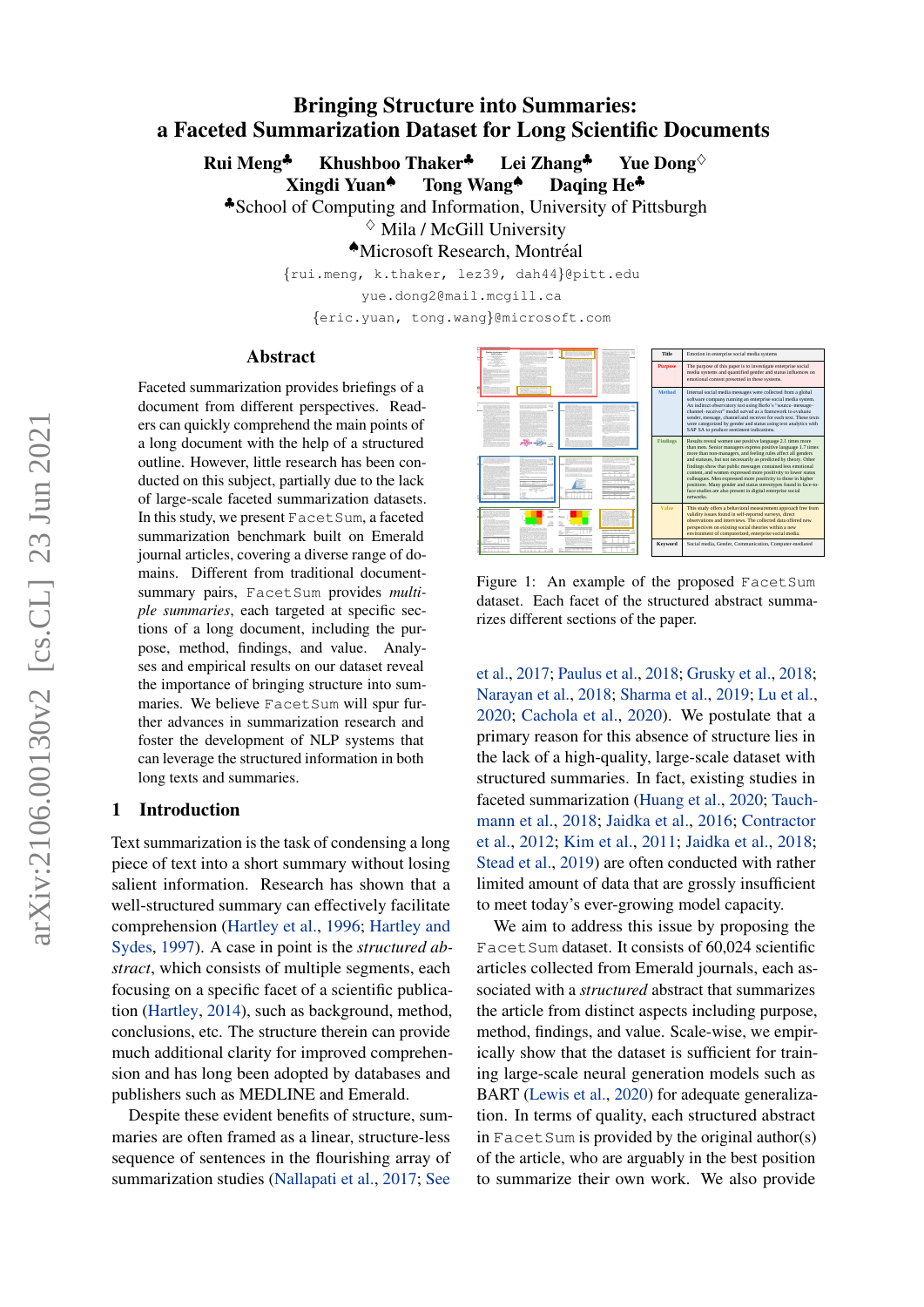# Bringing Structure into Summaries: a Faceted Summarization Dataset for Long Scientific Documents

**Rui Meng**[♣] **Khushboo Thaker**[♣] **Lei Zhang**[♣] **Yue Dong**[♢]
**Xingdi Yuan**[♠] **Tong Wang**[♠] **Daqing He**[♣]

[♣]School of Computing and Information, University of Pittsburgh
[♢] Mila / McGill University
[♠]Microsoft Research, Montréal

{rui.meng, k.thaker, lez39, dah44}@pitt.edu
yue.dong2@mail.mcgill.ca
{eric.yuan, tong.wang}@microsoft.com

## Abstract

Faceted summarization provides briefings of a document from different perspectives. Readers can quickly comprehend the main points of a long document with the help of a structured outline. However, little research has been conducted on this subject, partially due to the lack of large-scale faceted summarization datasets. In this study, we present `FacetSum`, a faceted summarization benchmark built on Emerald journal articles, covering a diverse range of domains. Different from traditional document-summary pairs, `FacetSum` provides *multiple summaries*, each targeted at specific sections of a long document, including the purpose, method, findings, and value. Analyses and empirical results on our dataset reveal the importance of bringing structure into summaries. We believe `FacetSum` will spur further advances in summarization research and foster the development of NLP systems that can leverage the structured information in both long texts and summaries.

| Title | Emotion in enterprise social media systems |
|---|---|
| Purpose | The purpose of this paper is to investigate enterprise social media systems and quantified gender and status influences on emotional content presented in these systems. |
| Method | Internal social media messages were collected from a global software company running an enterprise social media system. An indirect observatory test using Berlo's "source–message–channel–receiver" model served as a framework to evaluate sender, message, channel and receiver for each text. These texts were categorized by gender and status using text analytics with SAP SA to produce sentiment indications. |
| Findings | Results reveal women use positive language 2.1 times more than men. Senior managers express positive language 1.? times more than non-managers, and feeling rules affect all genders and statuses, but not necessarily as predicted by theory. Other findings show that public messages contained less emotional content, and women expressed more positivity to lower status colleagues. Men expressed more positivity to those in higher positions. Many gender and status stereotypes found in face-to-face studies are also present in digital enterprise social networks. |
| Value | This study offers a behavioral measurement approach free from validity issues found in self-reported surveys, direct observations and interviews. The collected data offered new perspectives on existing social theories within a new environment of computerized, enterprise social media. |
| Keyword | Social media, Gender, Communication, Computer-mediated |

Figure 1: An example of the proposed `FacetSum` dataset. Each facet of the structured abstract summarizes different sections of the paper.

## 1 Introduction

Text summarization is the task of condensing a long piece of text into a short summary without losing salient information. Research has shown that a well-structured summary can effectively facilitate comprehension (Hartley et al., 1996; Hartley and Sydes, 1997). A case in point is the *structured abstract*, which consists of multiple segments, each focusing on a specific facet of a scientific publication (Hartley, 2014), such as background, method, conclusions, etc. The structure therein can provide much additional clarity for improved comprehension and has long been adopted by databases and publishers such as MEDLINE and Emerald.

Despite these evident benefits of structure, summaries are often framed as a linear, structure-less sequence of sentences in the flourishing array of summarization studies (Nallapati et al., 2017; See et al., 2017; Paulus et al., 2018; Grusky et al., 2018; Narayan et al., 2018; Sharma et al., 2019; Lu et al., 2020; Cachola et al., 2020). We postulate that a primary reason for this absence of structure lies in the lack of a high-quality, large-scale dataset with structured summaries. In fact, existing studies in faceted summarization (Huang et al., 2020; Tauchmann et al., 2018; Jaidka et al., 2016; Contractor et al., 2012; Kim et al., 2011; Jaidka et al., 2018; Stead et al., 2019) are often conducted with rather limited amount of data that are grossly insufficient to meet today's ever-growing model capacity.

We aim to address this issue by proposing the `FacetSum` dataset. It consists of 60,024 scientific articles collected from Emerald journals, each associated with a *structured* abstract that summarizes the article from distinct aspects including purpose, method, findings, and value. Scale-wise, we empirically show that the dataset is sufficient for training large-scale neural generation models such as BART (Lewis et al., 2020) for adequate generalization. In terms of quality, each structured abstract in `FacetSum` is provided by the original author(s) of the article, who are arguably in the best position to summarize their own work. We also provide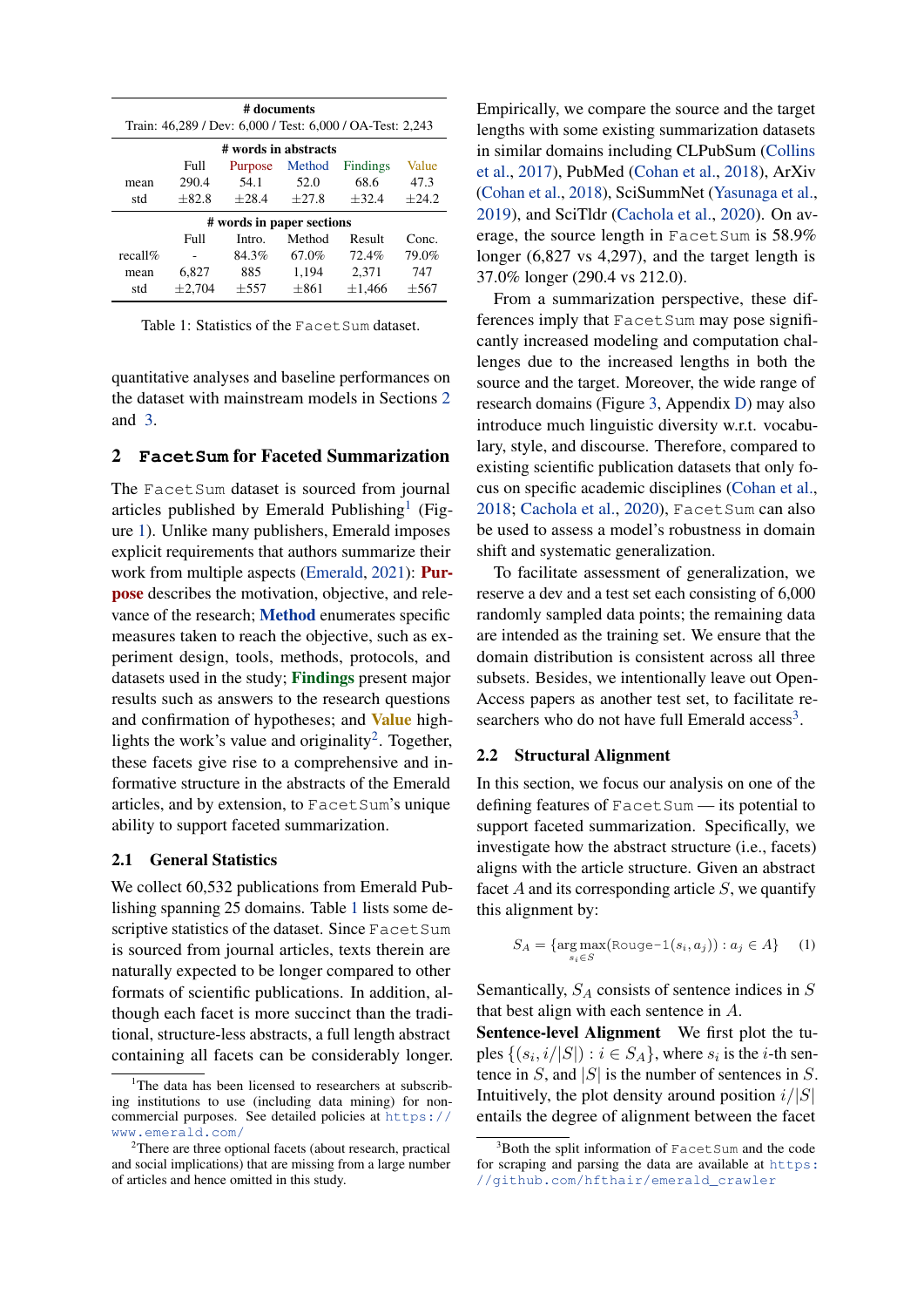| # documents | | | | | |
|---|---|---|---|---|---|
| Train: 46,289 / Dev: 6,000 / Test: 6,000 / OA-Test: 2,243 | | | | | |
| **# words in abstracts** | | | | | |
| | Full | Purpose | Method | Findings | Value |
| mean | 290.4 | 54.1 | 52.0 | 68.6 | 47.3 |
| std | ±82.8 | ±28.4 | ±27.8 | ±32.4 | ±24.2 |
| **# words in paper sections** | | | | | |
| | Full | Intro. | Method | Result | Conc. |
| recall% | - | 84.3% | 67.0% | 72.4% | 79.0% |
| mean | 6,827 | 885 | 1,194 | 2,371 | 747 |
| std | ±2,704 | ±557 | ±861 | ±1,466 | ±567 |

Table 1: Statistics of the FacetSum dataset.

quantitative analyses and baseline performances on the dataset with mainstream models in Sections 2 and 3.

## 2 FacetSum for Faceted Summarization

The FacetSum dataset is sourced from journal articles published by Emerald Publishing[1] (Figure 1). Unlike many publishers, Emerald imposes explicit requirements that authors summarize their work from multiple aspects (Emerald, 2021): **Purpose** describes the motivation, objective, and relevance of the research; **Method** enumerates specific measures taken to reach the objective, such as experiment design, tools, methods, protocols, and datasets used in the study; **Findings** present major results such as answers to the research questions and confirmation of hypotheses; and **Value** highlights the work's value and originality[2]. Together, these facets give rise to a comprehensive and informative structure in the abstracts of the Emerald articles, and by extension, to FacetSum's unique ability to support faceted summarization.

### 2.1 General Statistics

We collect 60,532 publications from Emerald Publishing spanning 25 domains. Table 1 lists some descriptive statistics of the dataset. Since FacetSum is sourced from journal articles, texts therein are naturally expected to be longer compared to other formats of scientific publications. In addition, although each facet is more succinct than the traditional, structure-less abstracts, a full length abstract containing all facets can be considerably longer.

Empirically, we compare the source and the target lengths with some existing summarization datasets in similar domains including CLPubSum (Collins et al., 2017), PubMed (Cohan et al., 2018), ArXiv (Cohan et al., 2018), SciSummNet (Yasunaga et al., 2019), and SciTldr (Cachola et al., 2020). On average, the source length in FacetSum is 58.9% longer (6,827 vs 4,297), and the target length is 37.0% longer (290.4 vs 212.0).

From a summarization perspective, these differences imply that FacetSum may pose significantly increased modeling and computation challenges due to the increased lengths in both the source and the target. Moreover, the wide range of research domains (Figure 3, Appendix D) may also introduce much linguistic diversity w.r.t. vocabulary, style, and discourse. Therefore, compared to existing scientific publication datasets that only focus on specific academic disciplines (Cohan et al., 2018; Cachola et al., 2020), FacetSum can also be used to assess a model's robustness in domain shift and systematic generalization.

To facilitate assessment of generalization, we reserve a dev and a test set each consisting of 6,000 randomly sampled data points; the remaining data are intended as the training set. We ensure that the domain distribution is consistent across all three subsets. Besides, we intentionally leave out Open-Access papers as another test set, to facilitate researchers who do not have full Emerald access[3].

### 2.2 Structural Alignment

In this section, we focus our analysis on one of the defining features of FacetSum — its potential to support faceted summarization. Specifically, we investigate how the abstract structure (i.e., facets) aligns with the article structure. Given an abstract facet $A$ and its corresponding article $S$, we quantify this alignment by:

$$S_A = \{\arg\max_{s_i \in S}(\texttt{Rouge-1}(s_i, a_j)) : a_j \in A\} \quad (1)$$

Semantically, $S_A$ consists of sentence indices in $S$ that best align with each sentence in $A$.

**Sentence-level Alignment** We first plot the tuples $\{(s_i, i/|S|) : i \in S_A\}$, where $s_i$ is the $i$-th sentence in $S$, and $|S|$ is the number of sentences in $S$. Intuitively, the plot density around position $i/|S|$ entails the degree of alignment between the facet

[1] The data has been licensed to researchers at subscribing institutions to use (including data mining) for non-commercial purposes. See detailed policies at https://www.emerald.com/

[2] There are three optional facets (about research, practical and social implications) that are missing from a large number of articles and hence omitted in this study.

[3] Both the split information of FacetSum and the code for scraping and parsing the data are available at https://github.com/hfthair/emerald_crawler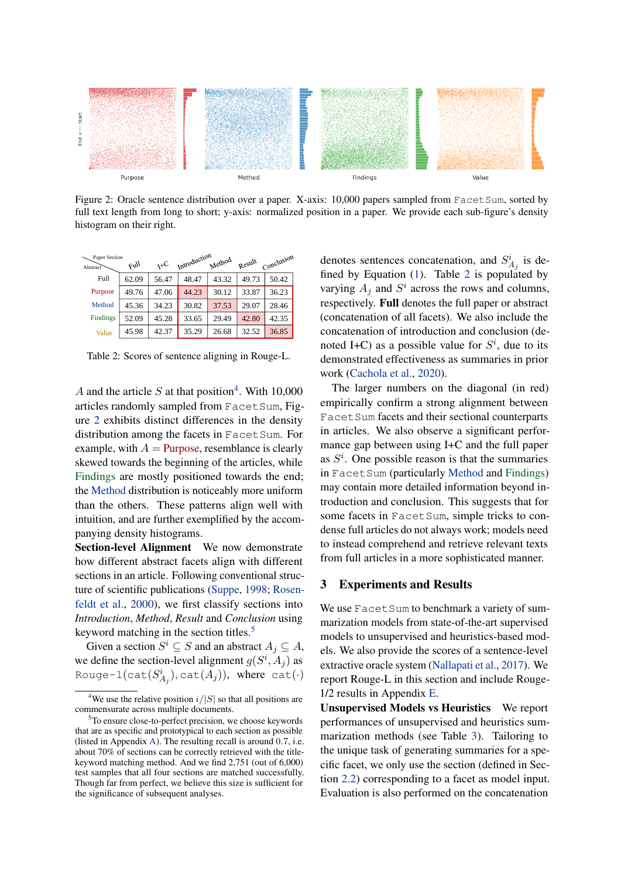Figure 2: Oracle sentence distribution over a paper. X-axis: 10,000 papers sampled from `FacetSum`, sorted by full text length from long to short; y-axis: normalized position in a paper. We provide each sub-figure's density histogram on their right.

| Abstract \ Paper Section | Full | I+C | Introduction | Method | Result | Conclusion |
|---|---|---|---|---|---|---|
| Full | 62.09 | 56.47 | 48.47 | 43.32 | 49.73 | 50.42 |
| Purpose | 49.76 | 47.06 | 44.23 | 30.12 | 33.87 | 36.23 |
| Method | 45.36 | 34.23 | 30.82 | 37.53 | 29.07 | 28.46 |
| Findings | 52.09 | 45.28 | 33.65 | 29.49 | 42.80 | 42.35 |
| Value | 45.98 | 42.37 | 35.29 | 26.68 | 32.52 | 36.85 |

Table 2: Scores of sentence aligning in Rouge-L.

$A$ and the article $S$ at that position[4]. With 10,000 articles randomly sampled from `FacetSum`, Figure 2 exhibits distinct differences in the density distribution among the facets in `FacetSum`. For example, with $A =$ Purpose, resemblance is clearly skewed towards the beginning of the articles, while Findings are mostly positioned towards the end; the Method distribution is noticeably more uniform than the others. These patterns align well with intuition, and are further exemplified by the accompanying density histograms.

**Section-level Alignment** We now demonstrate how different abstract facets align with different sections in an article. Following conventional structure of scientific publications (Suppe, 1998; Rosenfeldt et al., 2000), we first classify sections into *Introduction*, *Method*, *Result* and *Conclusion* using keyword matching in the section titles.[5]

Given a section $S^i \subseteq S$ and an abstract $A_j \subseteq A$, we define the section-level alignment $g(S^i, A_j)$ as $\texttt{Rouge-1}(\texttt{cat}(S^i_{A_j}), \texttt{cat}(A_j))$, where $\texttt{cat}(\cdot)$ denotes sentences concatenation, and $S^i_{A_j}$ is defined by Equation (1). Table 2 is populated by varying $A_j$ and $S^i$ across the rows and columns, respectively. **Full** denotes the full paper or abstract (concatenation of all facets). We also include the concatenation of introduction and conclusion (denoted I+C) as a possible value for $S^i$, due to its demonstrated effectiveness as summaries in prior work (Cachola et al., 2020).

The larger numbers on the diagonal (in red) empirically confirm a strong alignment between `FacetSum` facets and their sectional counterparts in articles. We also observe a significant performance gap between using I+C and the full paper as $S^i$. One possible reason is that the summaries in `FacetSum` (particularly Method and Findings) may contain more detailed information beyond introduction and conclusion. This suggests that for some facets in `FacetSum`, simple tricks to condense full articles do not always work; models need to instead comprehend and retrieve relevant texts from full articles in a more sophisticated manner.

## 3 Experiments and Results

We use `FacetSum` to benchmark a variety of summarization models from state-of-the-art supervised models to unsupervised and heuristics-based models. We also provide the scores of a sentence-level extractive oracle system (Nallapati et al., 2017). We report Rouge-L in this section and include Rouge-1/2 results in Appendix E.

**Unsupervised Models vs Heuristics** We report performances of unsupervised and heuristics summarization methods (see Table 3). Tailoring to the unique task of generating summaries for a specific facet, we only use the section (defined in Section 2.2) corresponding to a facet as model input. Evaluation is also performed on the concatenation

[4] We use the relative position $i/|S|$ so that all positions are commensurate across multiple documents.

[5] To ensure close-to-perfect precision, we choose keywords that are as specific and prototypical to each section as possible (listed in Appendix A). The resulting recall is around 0.7, i.e. about 70% of sections can be correctly retrieved with the title-keyword matching method. And we find 2,751 (out of 6,000) test samples that all four sections are matched successfully. Though far from perfect, we believe this size is sufficient for the significance of subsequent analyses.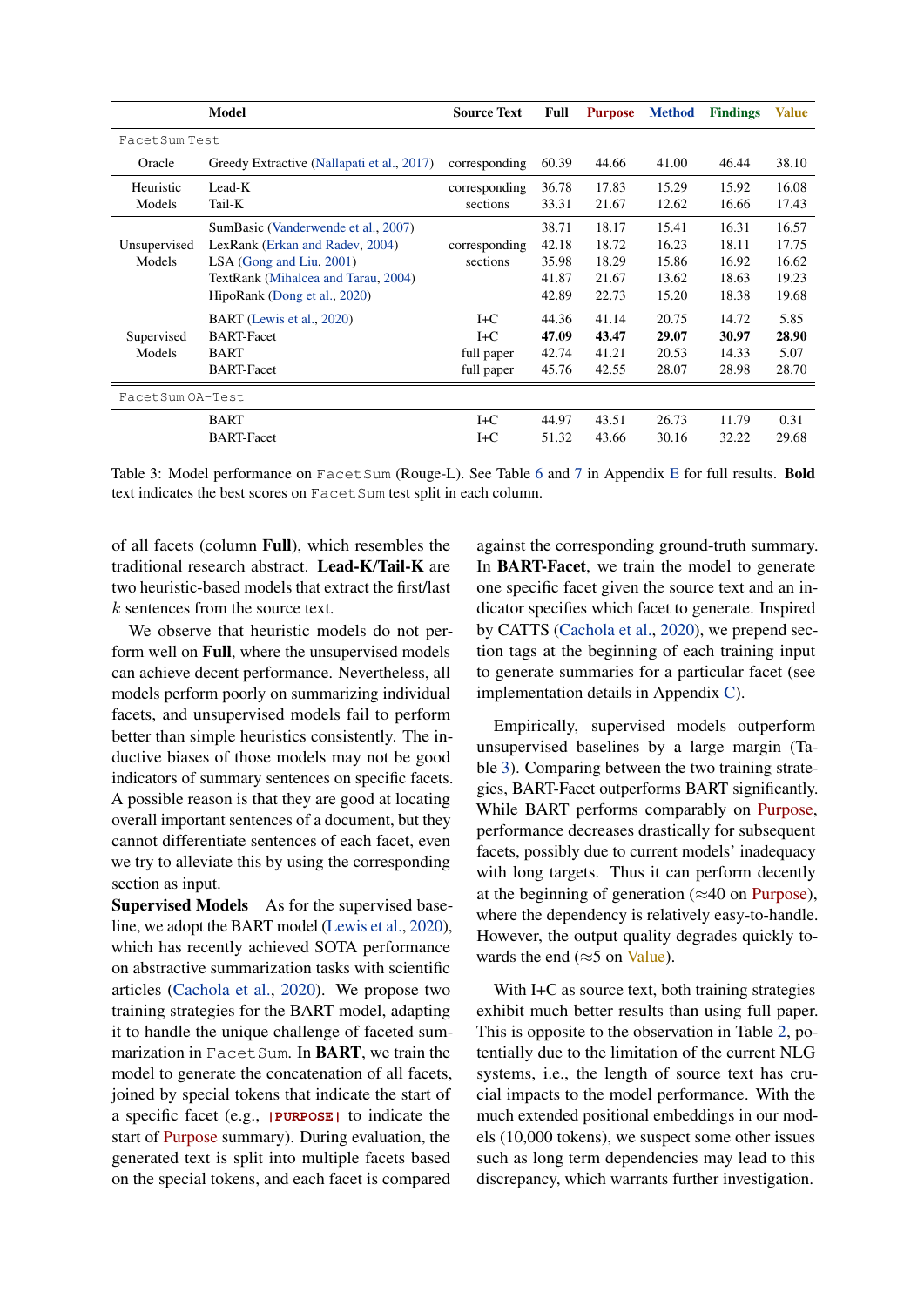| | Model | Source Text | Full | Purpose | Method | Findings | Value |
|---|---|---|---|---|---|---|---|
| FacetSum Test | | | | | | | |
| Oracle | Greedy Extractive (Nallapati et al., 2017) | corresponding | 60.39 | 44.66 | 41.00 | 46.44 | 38.10 |
| Heuristic Models | Lead-K | corresponding sections | 36.78 | 17.83 | 15.29 | 15.92 | 16.08 |
| | Tail-K | | 33.31 | 21.67 | 12.62 | 16.66 | 17.43 |
| Unsupervised Models | SumBasic (Vanderwende et al., 2007) | corresponding sections | 38.71 | 18.17 | 15.41 | 16.31 | 16.57 |
| | LexRank (Erkan and Radev, 2004) | | 42.18 | 18.72 | 16.23 | 18.11 | 17.75 |
| | LSA (Gong and Liu, 2001) | | 35.98 | 18.29 | 15.86 | 16.92 | 16.62 |
| | TextRank (Mihalcea and Tarau, 2004) | | 41.87 | 21.67 | 13.62 | 18.63 | 19.23 |
| | HipoRank (Dong et al., 2020) | | 42.89 | 22.73 | 15.20 | 18.38 | 19.68 |
| Supervised Models | BART (Lewis et al., 2020) | I+C | 44.36 | 41.14 | 20.75 | 14.72 | 5.85 |
| | BART-Facet | I+C | **47.09** | **43.47** | **29.07** | **30.97** | **28.90** |
| | BART | full paper | 42.74 | 41.21 | 20.53 | 14.33 | 5.07 |
| | BART-Facet | full paper | 45.76 | 42.55 | 28.07 | 28.98 | 28.70 |
| FacetSum OA-Test | | | | | | | |
| | BART | I+C | 44.97 | 43.51 | 26.73 | 11.79 | 0.31 |
| | BART-Facet | I+C | 51.32 | 43.66 | 30.16 | 32.22 | 29.68 |

Table 3: Model performance on FacetSum (Rouge-L). See Table 6 and 7 in Appendix E for full results. **Bold** text indicates the best scores on FacetSum test split in each column.

of all facets (column **Full**), which resembles the traditional research abstract. **Lead-K/Tail-K** are two heuristic-based models that extract the first/last $k$ sentences from the source text.

We observe that heuristic models do not perform well on **Full**, where the unsupervised models can achieve decent performance. Nevertheless, all models perform poorly on summarizing individual facets, and unsupervised models fail to perform better than simple heuristics consistently. The inductive biases of those models may not be good indicators of summary sentences on specific facets. A possible reason is that they are good at locating overall important sentences of a document, but they cannot differentiate sentences of each facet, even we try to alleviate this by using the corresponding section as input.

**Supervised Models** As for the supervised baseline, we adopt the BART model (Lewis et al., 2020), which has recently achieved SOTA performance on abstractive summarization tasks with scientific articles (Cachola et al., 2020). We propose two training strategies for the BART model, adapting it to handle the unique challenge of faceted summarization in FacetSum. In **BART**, we train the model to generate the concatenation of all facets, joined by special tokens that indicate the start of a specific facet (e.g., **|PURPOSE|** to indicate the start of Purpose summary). During evaluation, the generated text is split into multiple facets based on the special tokens, and each facet is compared against the corresponding ground-truth summary. In **BART-Facet**, we train the model to generate one specific facet given the source text and an indicator specifies which facet to generate. Inspired by CATTS (Cachola et al., 2020), we prepend section tags at the beginning of each training input to generate summaries for a particular facet (see implementation details in Appendix C).

Empirically, supervised models outperform unsupervised baselines by a large margin (Table 3). Comparing between the two training strategies, BART-Facet outperforms BART significantly. While BART performs comparably on Purpose, performance decreases drastically for subsequent facets, possibly due to current models' inadequacy with long targets. Thus it can perform decently at the beginning of generation ($\approx$40 on Purpose), where the dependency is relatively easy-to-handle. However, the output quality degrades quickly towards the end ($\approx$5 on Value).

With I+C as source text, both training strategies exhibit much better results than using full paper. This is opposite to the observation in Table 2, potentially due to the limitation of the current NLG systems, i.e., the length of source text has crucial impacts to the model performance. With the much extended positional embeddings in our models (10,000 tokens), we suspect some other issues such as long term dependencies may lead to this discrepancy, which warrants further investigation.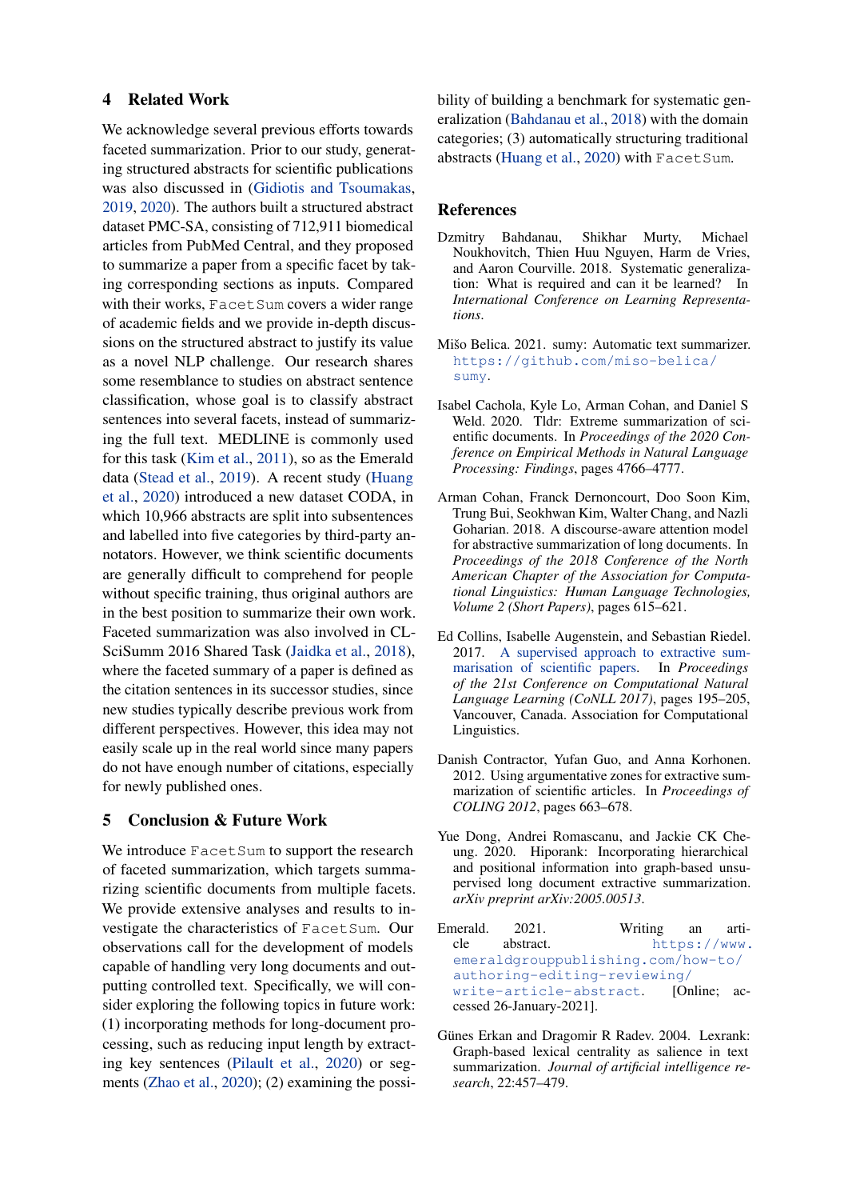## 4 Related Work

We acknowledge several previous efforts towards faceted summarization. Prior to our study, generating structured abstracts for scientific publications was also discussed in (Gidiotis and Tsoumakas, 2019, 2020). The authors built a structured abstract dataset PMC-SA, consisting of 712,911 biomedical articles from PubMed Central, and they proposed to summarize a paper from a specific facet by taking corresponding sections as inputs. Compared with their works, `FacetSum` covers a wider range of academic fields and we provide in-depth discussions on the structured abstract to justify its value as a novel NLP challenge. Our research shares some resemblance to studies on abstract sentence classification, whose goal is to classify abstract sentences into several facets, instead of summarizing the full text. MEDLINE is commonly used for this task (Kim et al., 2011), so as the Emerald data (Stead et al., 2019). A recent study (Huang et al., 2020) introduced a new dataset CODA, in which 10,966 abstracts are split into subsentences and labelled into five categories by third-party annotators. However, we think scientific documents are generally difficult to comprehend for people without specific training, thus original authors are in the best position to summarize their own work. Faceted summarization was also involved in CL-SciSumm 2016 Shared Task (Jaidka et al., 2018), where the faceted summary of a paper is defined as the citation sentences in its successor studies, since new studies typically describe previous work from different perspectives. However, this idea may not easily scale up in the real world since many papers do not have enough number of citations, especially for newly published ones.

## 5 Conclusion & Future Work

We introduce `FacetSum` to support the research of faceted summarization, which targets summarizing scientific documents from multiple facets. We provide extensive analyses and results to investigate the characteristics of `FacetSum`. Our observations call for the development of models capable of handling very long documents and outputting controlled text. Specifically, we will consider exploring the following topics in future work: (1) incorporating methods for long-document processing, such as reducing input length by extracting key sentences (Pilault et al., 2020) or segments (Zhao et al., 2020); (2) examining the possibility of building a benchmark for systematic generalization (Bahdanau et al., 2018) with the domain categories; (3) automatically structuring traditional abstracts (Huang et al., 2020) with `FacetSum`.

## References

Dzmitry Bahdanau, Shikhar Murty, Michael Noukhovitch, Thien Huu Nguyen, Harm de Vries, and Aaron Courville. 2018. Systematic generalization: What is required and can it be learned? In *International Conference on Learning Representations*.

Mišo Belica. 2021. sumy: Automatic text summarizer. https://github.com/miso-belica/sumy.

Isabel Cachola, Kyle Lo, Arman Cohan, and Daniel S Weld. 2020. Tldr: Extreme summarization of scientific documents. In *Proceedings of the 2020 Conference on Empirical Methods in Natural Language Processing: Findings*, pages 4766–4777.

Arman Cohan, Franck Dernoncourt, Doo Soon Kim, Trung Bui, Seokhwan Kim, Walter Chang, and Nazli Goharian. 2018. A discourse-aware attention model for abstractive summarization of long documents. In *Proceedings of the 2018 Conference of the North American Chapter of the Association for Computational Linguistics: Human Language Technologies, Volume 2 (Short Papers)*, pages 615–621.

Ed Collins, Isabelle Augenstein, and Sebastian Riedel. 2017. A supervised approach to extractive summarisation of scientific papers. In *Proceedings of the 21st Conference on Computational Natural Language Learning (CoNLL 2017)*, pages 195–205, Vancouver, Canada. Association for Computational Linguistics.

Danish Contractor, Yufan Guo, and Anna Korhonen. 2012. Using argumentative zones for extractive summarization of scientific articles. In *Proceedings of COLING 2012*, pages 663–678.

Yue Dong, Andrei Romascanu, and Jackie CK Cheung. 2020. Hiporank: Incorporating hierarchical and positional information into graph-based unsupervised long document extractive summarization. *arXiv preprint arXiv:2005.00513*.

Emerald. 2021. Writing an article abstract. https://www.emeraldgrouppublishing.com/how-to/authoring-editing-reviewing/write-article-abstract. [Online; accessed 26-January-2021].

Günes Erkan and Dragomir R Radev. 2004. Lexrank: Graph-based lexical centrality as salience in text summarization. *Journal of artificial intelligence research*, 22:457–479.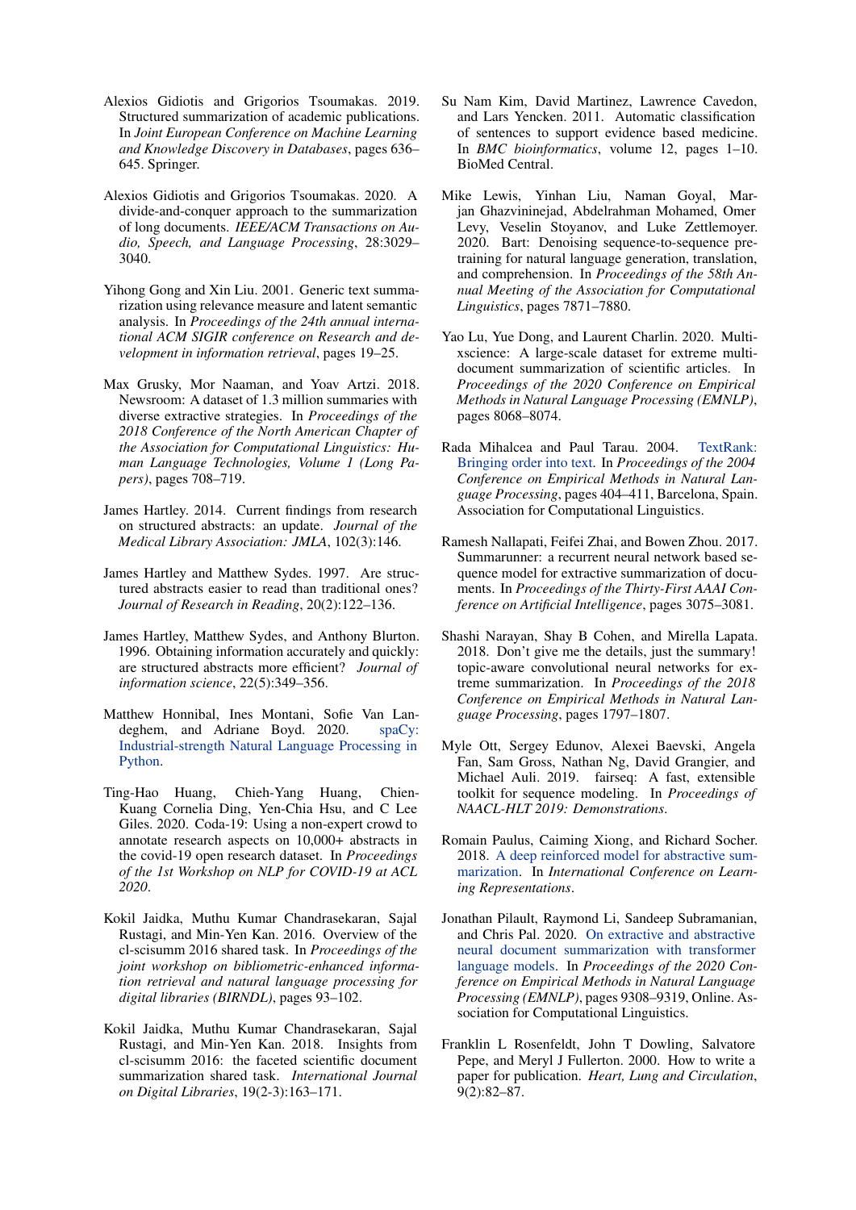Alexios Gidiotis and Grigorios Tsoumakas. 2019. Structured summarization of academic publications. In *Joint European Conference on Machine Learning and Knowledge Discovery in Databases*, pages 636–645. Springer.

Alexios Gidiotis and Grigorios Tsoumakas. 2020. A divide-and-conquer approach to the summarization of long documents. *IEEE/ACM Transactions on Audio, Speech, and Language Processing*, 28:3029–3040.

Yihong Gong and Xin Liu. 2001. Generic text summarization using relevance measure and latent semantic analysis. In *Proceedings of the 24th annual international ACM SIGIR conference on Research and development in information retrieval*, pages 19–25.

Max Grusky, Mor Naaman, and Yoav Artzi. 2018. Newsroom: A dataset of 1.3 million summaries with diverse extractive strategies. In *Proceedings of the 2018 Conference of the North American Chapter of the Association for Computational Linguistics: Human Language Technologies, Volume 1 (Long Papers)*, pages 708–719.

James Hartley. 2014. Current findings from research on structured abstracts: an update. *Journal of the Medical Library Association: JMLA*, 102(3):146.

James Hartley and Matthew Sydes. 1997. Are structured abstracts easier to read than traditional ones? *Journal of Research in Reading*, 20(2):122–136.

James Hartley, Matthew Sydes, and Anthony Blurton. 1996. Obtaining information accurately and quickly: are structured abstracts more efficient? *Journal of information science*, 22(5):349–356.

Matthew Honnibal, Ines Montani, Sofie Van Landeghem, and Adriane Boyd. 2020. spaCy: Industrial-strength Natural Language Processing in Python.

Ting-Hao Huang, Chieh-Yang Huang, Chien-Kuang Cornelia Ding, Yen-Chia Hsu, and C Lee Giles. 2020. Coda-19: Using a non-expert crowd to annotate research aspects on 10,000+ abstracts in the covid-19 open research dataset. In *Proceedings of the 1st Workshop on NLP for COVID-19 at ACL 2020*.

Kokil Jaidka, Muthu Kumar Chandrasekaran, Sajal Rustagi, and Min-Yen Kan. 2016. Overview of the cl-scisumm 2016 shared task. In *Proceedings of the joint workshop on bibliometric-enhanced information retrieval and natural language processing for digital libraries (BIRNDL)*, pages 93–102.

Kokil Jaidka, Muthu Kumar Chandrasekaran, Sajal Rustagi, and Min-Yen Kan. 2018. Insights from cl-scisumm 2016: the faceted scientific document summarization shared task. *International Journal on Digital Libraries*, 19(2-3):163–171.

Su Nam Kim, David Martinez, Lawrence Cavedon, and Lars Yencken. 2011. Automatic classification of sentences to support evidence based medicine. In *BMC bioinformatics*, volume 12, pages 1–10. BioMed Central.

Mike Lewis, Yinhan Liu, Naman Goyal, Marjan Ghazvininejad, Abdelrahman Mohamed, Omer Levy, Veselin Stoyanov, and Luke Zettlemoyer. 2020. Bart: Denoising sequence-to-sequence pretraining for natural language generation, translation, and comprehension. In *Proceedings of the 58th Annual Meeting of the Association for Computational Linguistics*, pages 7871–7880.

Yao Lu, Yue Dong, and Laurent Charlin. 2020. Multi-xscience: A large-scale dataset for extreme multi-document summarization of scientific articles. In *Proceedings of the 2020 Conference on Empirical Methods in Natural Language Processing (EMNLP)*, pages 8068–8074.

Rada Mihalcea and Paul Tarau. 2004. TextRank: Bringing order into text. In *Proceedings of the 2004 Conference on Empirical Methods in Natural Language Processing*, pages 404–411, Barcelona, Spain. Association for Computational Linguistics.

Ramesh Nallapati, Feifei Zhai, and Bowen Zhou. 2017. Summarunner: a recurrent neural network based sequence model for extractive summarization of documents. In *Proceedings of the Thirty-First AAAI Conference on Artificial Intelligence*, pages 3075–3081.

Shashi Narayan, Shay B Cohen, and Mirella Lapata. 2018. Don't give me the details, just the summary! topic-aware convolutional neural networks for extreme summarization. In *Proceedings of the 2018 Conference on Empirical Methods in Natural Language Processing*, pages 1797–1807.

Myle Ott, Sergey Edunov, Alexei Baevski, Angela Fan, Sam Gross, Nathan Ng, David Grangier, and Michael Auli. 2019. fairseq: A fast, extensible toolkit for sequence modeling. In *Proceedings of NAACL-HLT 2019: Demonstrations*.

Romain Paulus, Caiming Xiong, and Richard Socher. 2018. A deep reinforced model for abstractive summarization. In *International Conference on Learning Representations*.

Jonathan Pilault, Raymond Li, Sandeep Subramanian, and Chris Pal. 2020. On extractive and abstractive neural document summarization with transformer language models. In *Proceedings of the 2020 Conference on Empirical Methods in Natural Language Processing (EMNLP)*, pages 9308–9319, Online. Association for Computational Linguistics.

Franklin L Rosenfeldt, John T Dowling, Salvatore Pepe, and Meryl J Fullerton. 2000. How to write a paper for publication. *Heart, Lung and Circulation*, 9(2):82–87.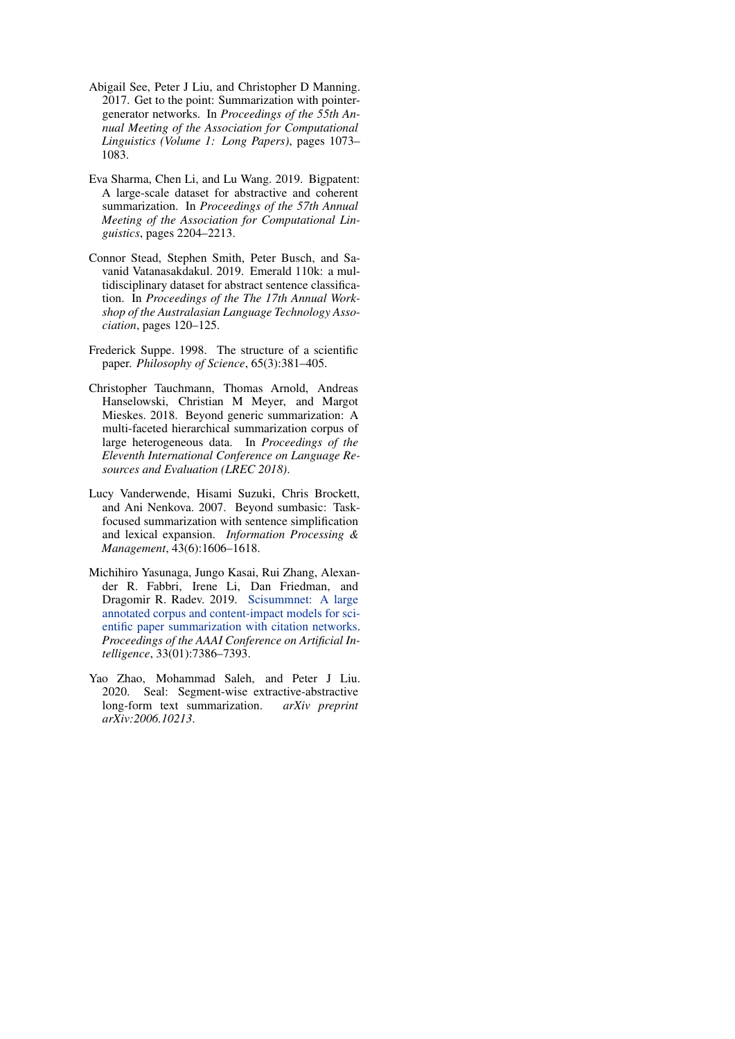Abigail See, Peter J Liu, and Christopher D Manning. 2017. Get to the point: Summarization with pointer-generator networks. In *Proceedings of the 55th Annual Meeting of the Association for Computational Linguistics (Volume 1: Long Papers)*, pages 1073–1083.

Eva Sharma, Chen Li, and Lu Wang. 2019. Bigpatent: A large-scale dataset for abstractive and coherent summarization. In *Proceedings of the 57th Annual Meeting of the Association for Computational Linguistics*, pages 2204–2213.

Connor Stead, Stephen Smith, Peter Busch, and Savanid Vatanasakdakul. 2019. Emerald 110k: a multidisciplinary dataset for abstract sentence classification. In *Proceedings of the The 17th Annual Workshop of the Australasian Language Technology Association*, pages 120–125.

Frederick Suppe. 1998. The structure of a scientific paper. *Philosophy of Science*, 65(3):381–405.

Christopher Tauchmann, Thomas Arnold, Andreas Hanselowski, Christian M Meyer, and Margot Mieskes. 2018. Beyond generic summarization: A multi-faceted hierarchical summarization corpus of large heterogeneous data. In *Proceedings of the Eleventh International Conference on Language Resources and Evaluation (LREC 2018)*.

Lucy Vanderwende, Hisami Suzuki, Chris Brockett, and Ani Nenkova. 2007. Beyond sumbasic: Task-focused summarization with sentence simplification and lexical expansion. *Information Processing & Management*, 43(6):1606–1618.

Michihiro Yasunaga, Jungo Kasai, Rui Zhang, Alexander R. Fabbri, Irene Li, Dan Friedman, and Dragomir R. Radev. 2019. Scisummnet: A large annotated corpus and content-impact models for scientific paper summarization with citation networks. *Proceedings of the AAAI Conference on Artificial Intelligence*, 33(01):7386–7393.

Yao Zhao, Mohammad Saleh, and Peter J Liu. 2020. Seal: Segment-wise extractive-abstractive long-form text summarization. *arXiv preprint arXiv:2006.10213*.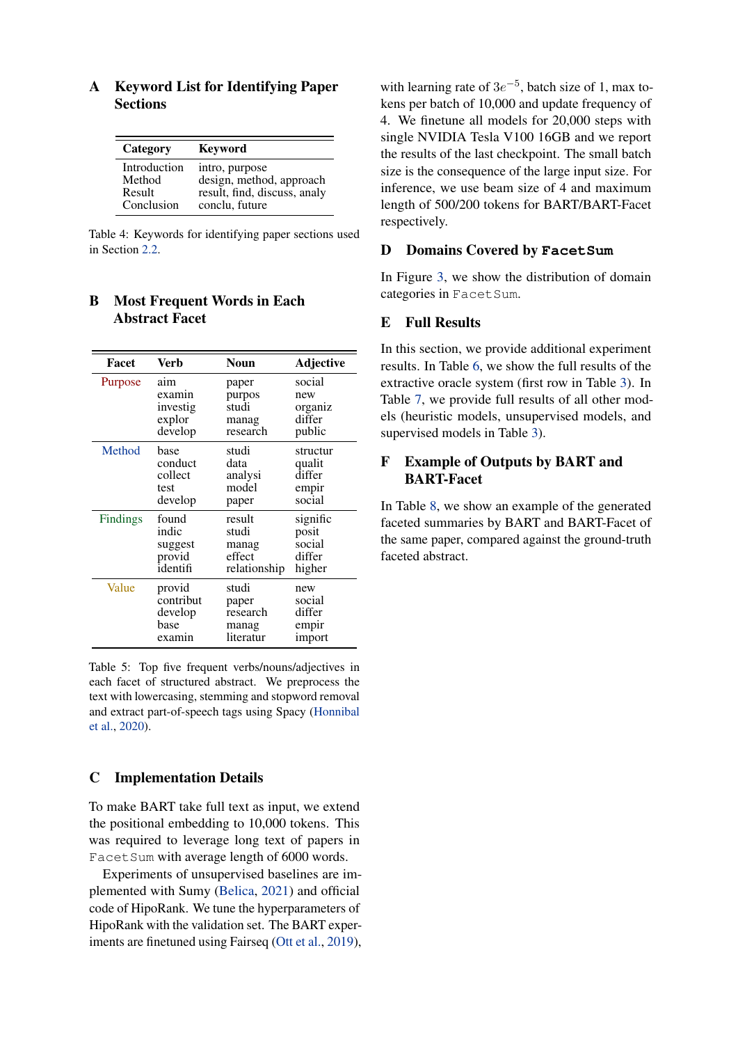## A Keyword List for Identifying Paper Sections

| Category | Keyword |
|---|---|
| Introduction | intro, purpose |
| Method | design, method, approach |
| Result | result, find, discuss, analy |
| Conclusion | conclu, future |

Table 4: Keywords for identifying paper sections used in Section 2.2.

## B Most Frequent Words in Each Abstract Facet

| Facet | Verb | Noun | Adjective |
|---|---|---|---|
| Purpose | aim<br>examin<br>investig<br>explor<br>develop | paper<br>purpos<br>studi<br>manag<br>research | social<br>new<br>organiz<br>differ<br>public |
| Method | base<br>conduct<br>collect<br>test<br>develop | studi<br>data<br>analysi<br>model<br>paper | structur<br>qualit<br>differ<br>empir<br>social |
| Findings | found<br>indic<br>suggest<br>provid<br>identifi | result<br>studi<br>manag<br>effect<br>relationship | signific<br>posit<br>social<br>differ<br>higher |
| Value | provid<br>contribut<br>develop<br>base<br>examin | studi<br>paper<br>research<br>manag<br>literatur | new<br>social<br>differ<br>empir<br>import |

Table 5: Top five frequent verbs/nouns/adjectives in each facet of structured abstract. We preprocess the text with lowercasing, stemming and stopword removal and extract part-of-speech tags using Spacy (Honnibal et al., 2020).

## C Implementation Details

To make BART take full text as input, we extend the positional embedding to 10,000 tokens. This was required to leverage long text of papers in FacetSum with average length of 6000 words.

Experiments of unsupervised baselines are implemented with Sumy (Belica, 2021) and official code of HipoRank. We tune the hyperparameters of HipoRank with the validation set. The BART experiments are finetuned using Fairseq (Ott et al., 2019), with learning rate of $3e^{-5}$, batch size of 1, max tokens per batch of 10,000 and update frequency of 4. We finetune all models for 20,000 steps with single NVIDIA Tesla V100 16GB and we report the results of the last checkpoint. The small batch size is the consequence of the large input size. For inference, we use beam size of 4 and maximum length of 500/200 tokens for BART/BART-Facet respectively.

## D Domains Covered by FacetSum

In Figure 3, we show the distribution of domain categories in FacetSum.

## E Full Results

In this section, we provide additional experiment results. In Table 6, we show the full results of the extractive oracle system (first row in Table 3). In Table 7, we provide full results of all other models (heuristic models, unsupervised models, and supervised models in Table 3).

## F Example of Outputs by BART and BART-Facet

In Table 8, we show an example of the generated faceted summaries by BART and BART-Facet of the same paper, compared against the ground-truth faceted abstract.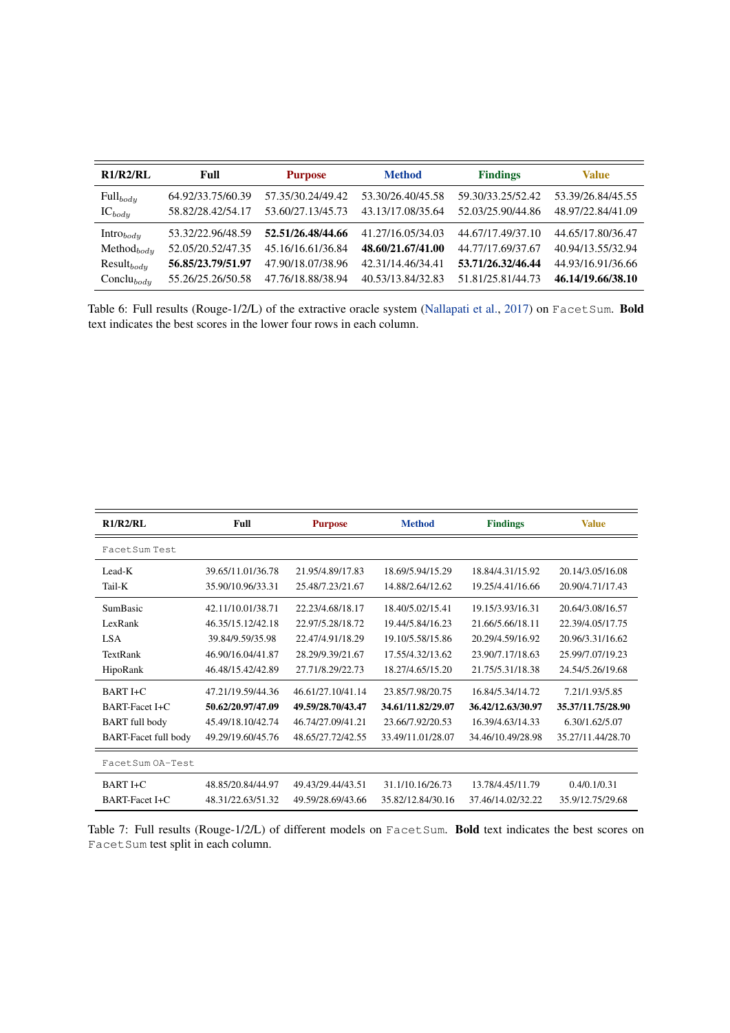| R1/R2/RL | Full | Purpose | Method | Findings | Value |
|---|---|---|---|---|---|
| $\text{Full}_{body}$ | 64.92/33.75/60.39 | 57.35/30.24/49.42 | 53.30/26.40/45.58 | 59.30/33.25/52.42 | 53.39/26.84/45.55 |
| $\text{IC}_{body}$ | 58.82/28.42/54.17 | 53.60/27.13/45.73 | 43.13/17.08/35.64 | 52.03/25.90/44.86 | 48.97/22.84/41.09 |
| $\text{Intro}_{body}$ | 53.32/22.96/48.59 | **52.51/26.48/44.66** | 41.27/16.05/34.03 | 44.67/17.49/37.10 | 44.65/17.80/36.47 |
| $\text{Method}_{body}$ | 52.05/20.52/47.35 | 45.16/16.61/36.84 | **48.60/21.67/41.00** | 44.77/17.69/37.67 | 40.94/13.55/32.94 |
| $\text{Result}_{body}$ | **56.85/23.79/51.97** | 47.90/18.07/38.96 | 42.31/14.46/34.41 | **53.71/26.32/46.44** | 44.93/16.91/36.66 |
| $\text{Conclu}_{body}$ | 55.26/25.26/50.58 | 47.76/18.88/38.94 | 40.53/13.84/32.83 | 51.81/25.81/44.73 | **46.14/19.66/38.10** |

Table 6: Full results (Rouge-1/2/L) of the extractive oracle system (Nallapati et al., 2017) on `FacetSum`. **Bold** text indicates the best scores in the lower four rows in each column.

| R1/R2/RL | Full | Purpose | Method | Findings | Value |
|---|---|---|---|---|---|
| `FacetSum Test` | | | | | |
| Lead-K | 39.65/11.01/36.78 | 21.95/4.89/17.83 | 18.69/5.94/15.29 | 18.84/4.31/15.92 | 20.14/3.05/16.08 |
| Tail-K | 35.90/10.96/33.31 | 25.48/7.23/21.67 | 14.88/2.64/12.62 | 19.25/4.41/16.66 | 20.90/4.71/17.43 |
| SumBasic | 42.11/10.01/38.71 | 22.23/4.68/18.17 | 18.40/5.02/15.41 | 19.15/3.93/16.31 | 20.64/3.08/16.57 |
| LexRank | 46.35/15.12/42.18 | 22.97/5.28/18.72 | 19.44/5.84/16.23 | 21.66/5.66/18.11 | 22.39/4.05/17.75 |
| LSA | 39.84/9.59/35.98 | 22.47/4.91/18.29 | 19.10/5.58/15.86 | 20.29/4.59/16.92 | 20.96/3.31/16.62 |
| TextRank | 46.90/16.04/41.87 | 28.29/9.39/21.67 | 17.55/4.32/13.62 | 23.90/7.17/18.63 | 25.99/7.07/19.23 |
| HipoRank | 46.48/15.42/42.89 | 27.71/8.29/22.73 | 18.27/4.65/15.20 | 21.75/5.31/18.38 | 24.54/5.26/19.68 |
| BART I+C | 47.21/19.59/44.36 | 46.61/27.10/41.14 | 23.85/7.98/20.75 | 16.84/5.34/14.72 | 7.21/1.93/5.85 |
| BART-Facet I+C | **50.62/20.97/47.09** | **49.59/28.70/43.47** | **34.61/11.82/29.07** | **36.42/12.63/30.97** | **35.37/11.75/28.90** |
| BART full body | 45.49/18.10/42.74 | 46.74/27.09/41.21 | 23.66/7.92/20.53 | 16.39/4.63/14.33 | 6.30/1.62/5.07 |
| BART-Facet full body | 49.29/19.60/45.76 | 48.65/27.72/42.55 | 33.49/11.01/28.07 | 34.46/10.49/28.98 | 35.27/11.44/28.70 |
| `FacetSum OA-Test` | | | | | |
| BART I+C | 48.85/20.84/44.97 | 49.43/29.44/43.51 | 31.1/10.16/26.73 | 13.78/4.45/11.79 | 0.4/0.1/0.31 |
| BART-Facet I+C | 48.31/22.63/51.32 | 49.59/28.69/43.66 | 35.82/12.84/30.16 | 37.46/14.02/32.22 | 35.9/12.75/29.68 |

Table 7: Full results (Rouge-1/2/L) of different models on `FacetSum`. **Bold** text indicates the best scores on `FacetSum` test split in each column.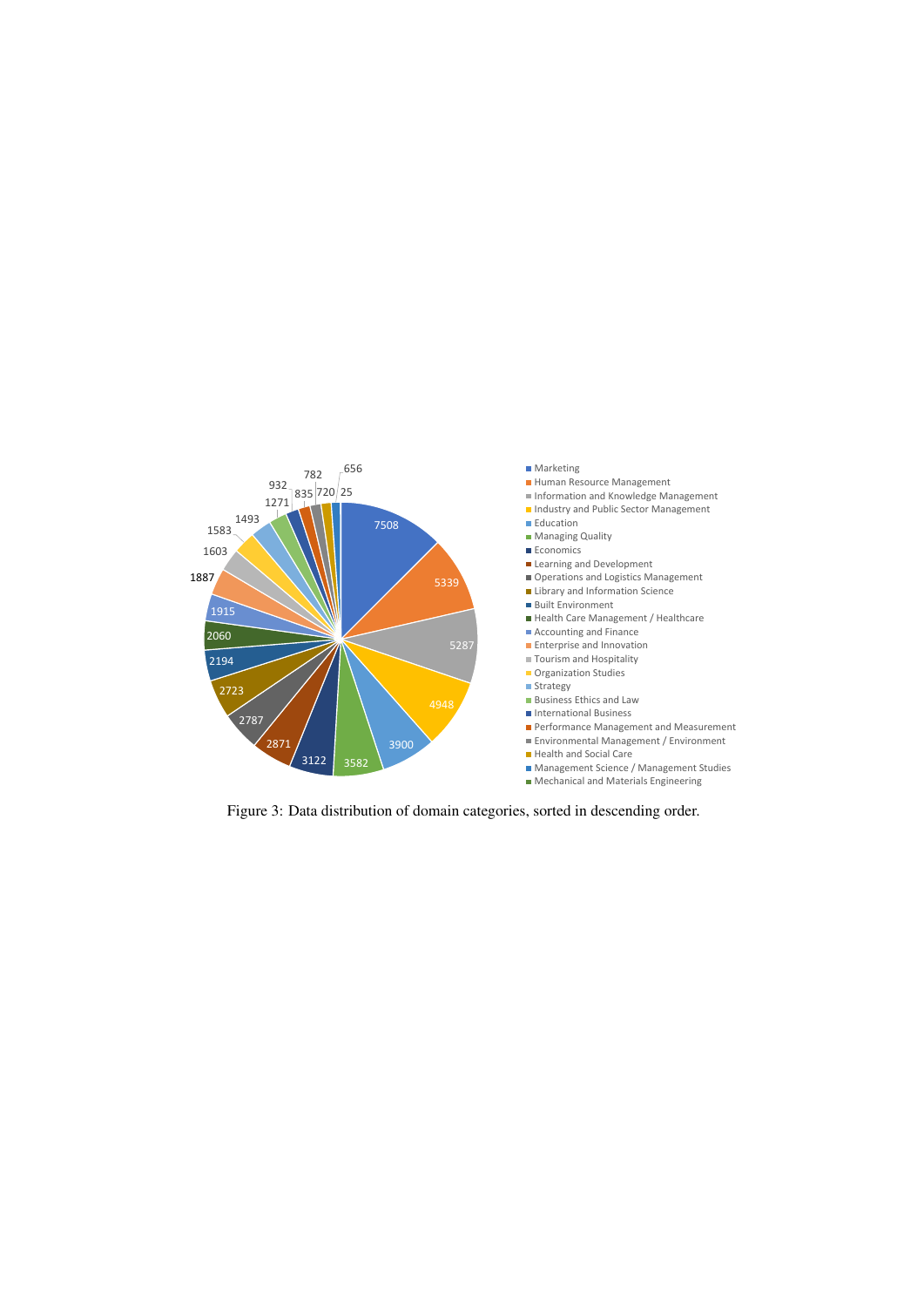Figure 3: Data distribution of domain categories, sorted in descending order.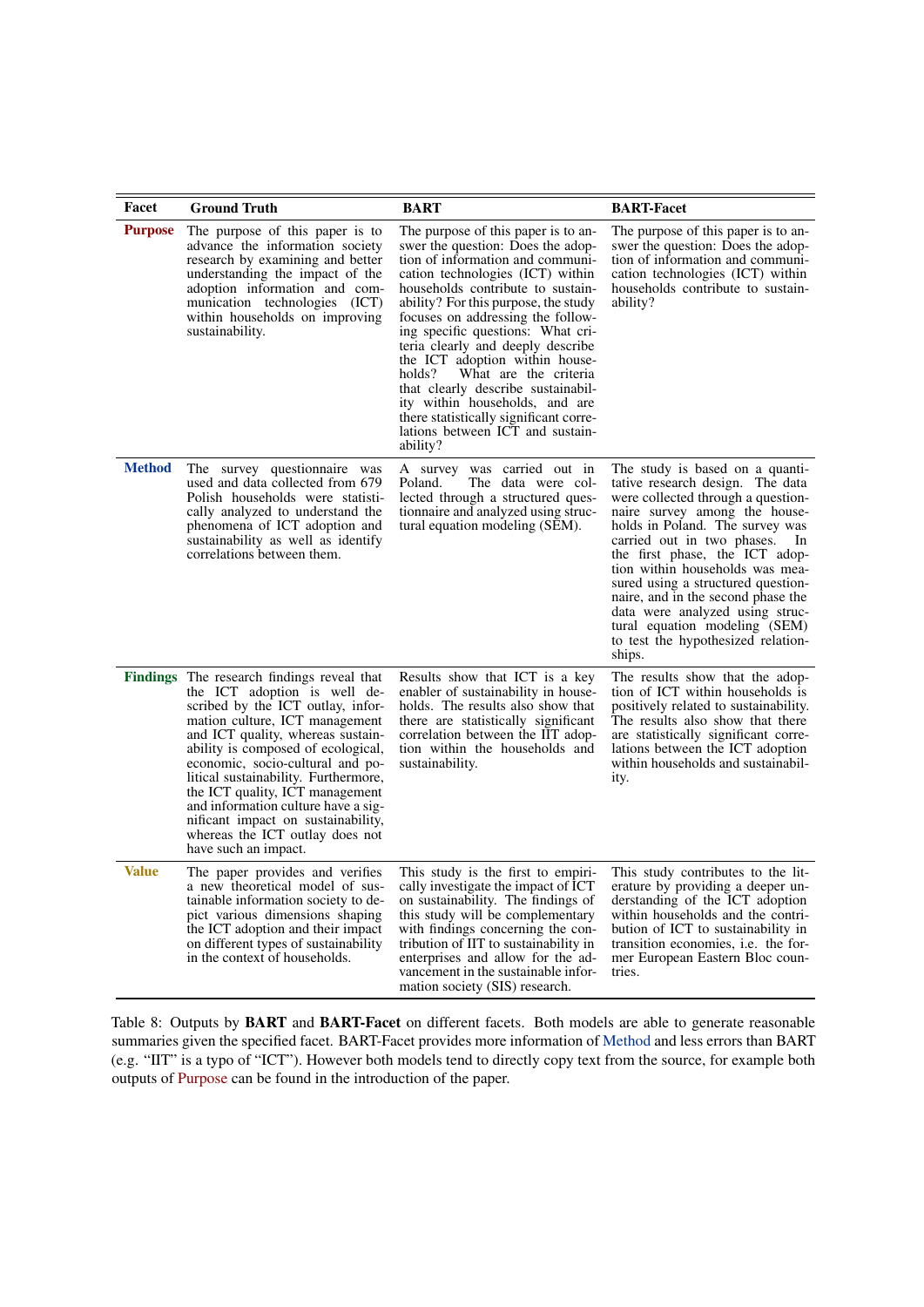| Facet | Ground Truth | BART | BART-Facet |
|---|---|---|---|
| **Purpose** | The purpose of this paper is to advance the information society research by examining and better understanding the impact of the adoption information and communication technologies (ICT) within households on improving sustainability. | The purpose of this paper is to answer the question: Does the adoption of information and communication technologies (ICT) within households contribute to sustainability? For this purpose, the study focuses on addressing the following specific questions: What criteria clearly and deeply describe the ICT adoption within households? What are the criteria that clearly describe sustainability within households, and are there statistically significant correlations between ICT and sustainability? | The purpose of this paper is to answer the question: Does the adoption of information and communication technologies (ICT) within households contribute to sustainability? |
| **Method** | The survey questionnaire was used and data collected from 679 Polish households were statistically analyzed to understand the phenomena of ICT adoption and sustainability as well as identify correlations between them. | A survey was carried out in Poland. The data were collected through a structured questionnaire and analyzed using structural equation modeling (SEM). | The study is based on a quantitative research design. The data were collected through a questionnaire survey among the households in Poland. The survey was carried out in two phases. In the first phase, the ICT adoption within households was measured using a structured questionnaire, and in the second phase the data were analyzed using structural equation modeling (SEM) to test the hypothesized relationships. |
| **Findings** | The research findings reveal that the ICT adoption is well described by the ICT outlay, information culture, ICT management and ICT quality, whereas sustainability is composed of ecological, economic, socio-cultural and political sustainability. Furthermore, the ICT quality, ICT management and information culture have a significant impact on sustainability, whereas the ICT outlay does not have such an impact. | Results show that ICT is a key enabler of sustainability in households. The results also show that there are statistically significant correlation between the IIT adoption within the households and sustainability. | The results show that the adoption of ICT within households is positively related to sustainability. The results also show that there are statistically significant correlations between the ICT adoption within households and sustainability. |
| **Value** | The paper provides and verifies a new theoretical model of sustainable information society to depict various dimensions shaping the ICT adoption and their impact on different types of sustainability in the context of households. | This study is the first to empirically investigate the impact of ICT on sustainability. The findings of this study will be complementary with findings concerning the contribution of IIT to sustainability in enterprises and allow for the advancement in the sustainable information society (SIS) research. | This study contributes to the literature by providing a deeper understanding of the ICT adoption within households and the contribution of ICT to sustainability in transition economies, i.e. the former European Eastern Bloc countries. |

Table 8: Outputs by **BART** and **BART-Facet** on different facets. Both models are able to generate reasonable summaries given the specified facet. BART-Facet provides more information of Method and less errors than BART (e.g. "IIT" is a typo of "ICT"). However both models tend to directly copy text from the source, for example both outputs of Purpose can be found in the introduction of the paper.